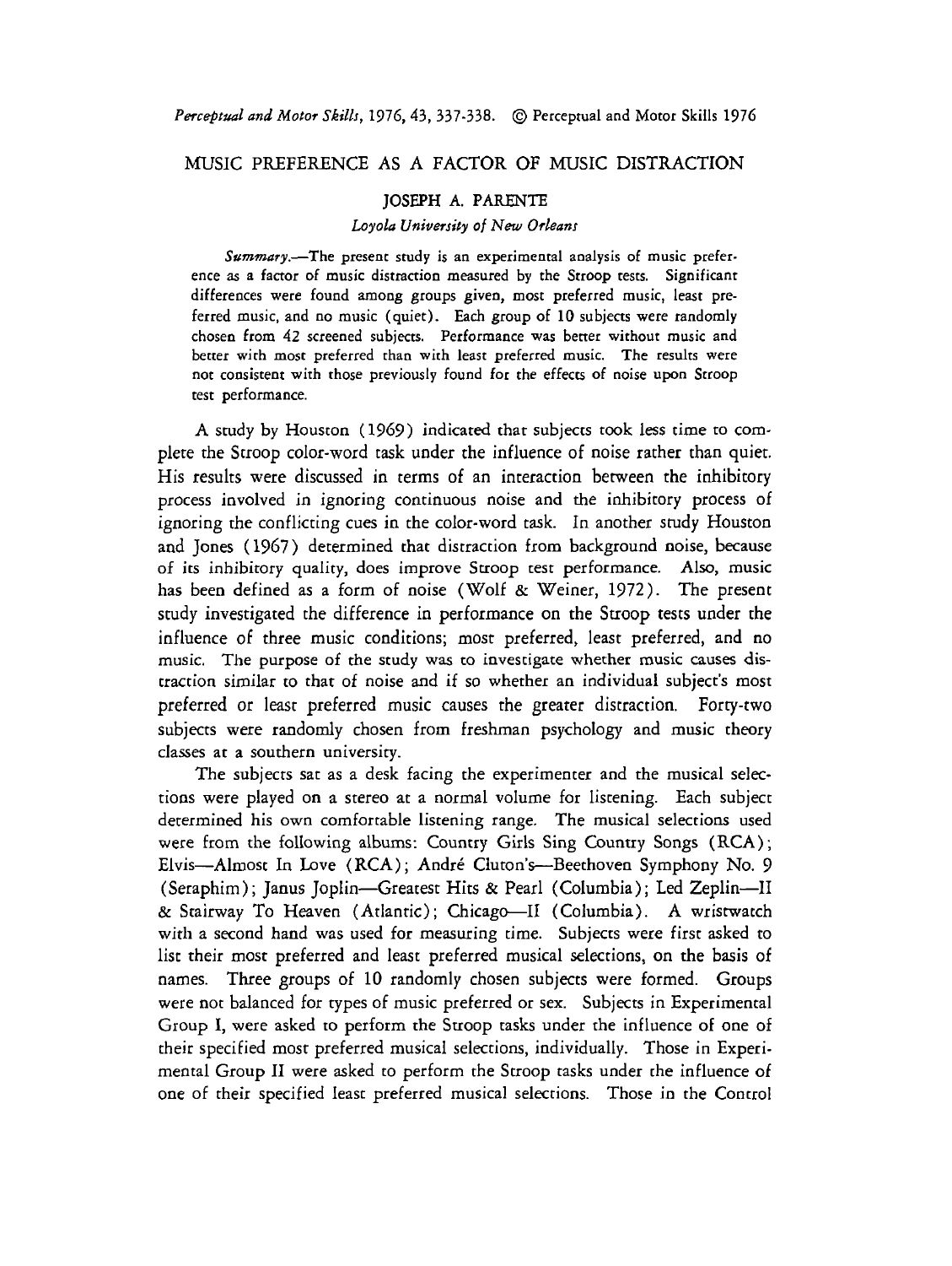# MUSIC PREFERENCE AS A FACTOR OF MUSIC DISTRACTION

JOSEPH A. PARENTE

*Loyola University of New Orleans*

*Summary.*—The present study is an experimental analysis of music preference as a factor of music distraction measured by the Stroop tests. Significant differences were found among groups given, most preferred music, least preferred music, and no music (quiet). Each group of 10 subjects were randomly chosen from 42 screened subjects. Performance was better without music and better with most preferred than with least preferred music. The results were not consistent with those previously found for the effects of noise upon Stroop test performance.

A study by Houston (1969) indicated that subjects took less time to complete the Stroop color-word task under the influence of noise rather than quiet. His results were discussed in terms of an interaction between the inhibitory process involved in ignoring continuous noise and the inhibitory process of ignoring the conflicting cues in the color-word task. In another study Houston and Jones (1967) determined that distraction from background noise, because of its inhibitory quality, does improve Stroop test performance. Also, music has been defined as a form of noise (Wolf & Weiner, 1972). The present study investigated the difference in performance on the Stroop tests under the influence of three music conditions; most preferred, least preferred, and no music. The purpose of the study was to investigate whether music causes distraction similar to that of noise and if so whether an individual subject's most preferred or least preferred music causes the greater distraction. Forty-two subjects were randomly chosen from freshman psychology and music theory classes at a southern university.

The subjects sat as a desk facing the experimenter and the musical selections were played on a stereo at a normal volume for listening. Each subject determined his own comfortable listening range. The musical selections used were from the following albums: Country Girls Sing Country Songs (RCA); Elvis—Almost In Love (RCA); André Cluton's—Beethoven Symphony No. 9 (Seraphim); Janus Joplin—Greatest Hits & Pearl (Columbia); Led Zeplin—II & Stairway To Heaven (Atlantic); Chicago—II (Columbia). A wristwatch with a second hand was used for measuring time. Subjects were first asked to list their most preferred and least preferred musical selections, on the basis of names. Three groups of 10 randomly chosen subjects were formed. Groups were not balanced for types of music preferred or sex. Subjects in Experimental Group I, were asked to perform the Stroop tasks under the influence of one of their specified most preferred musical selections, individually. Those in Experimental Group II were asked to perform the Stroop tasks under the influence of one of their specified least preferred musical selections. Those in the Control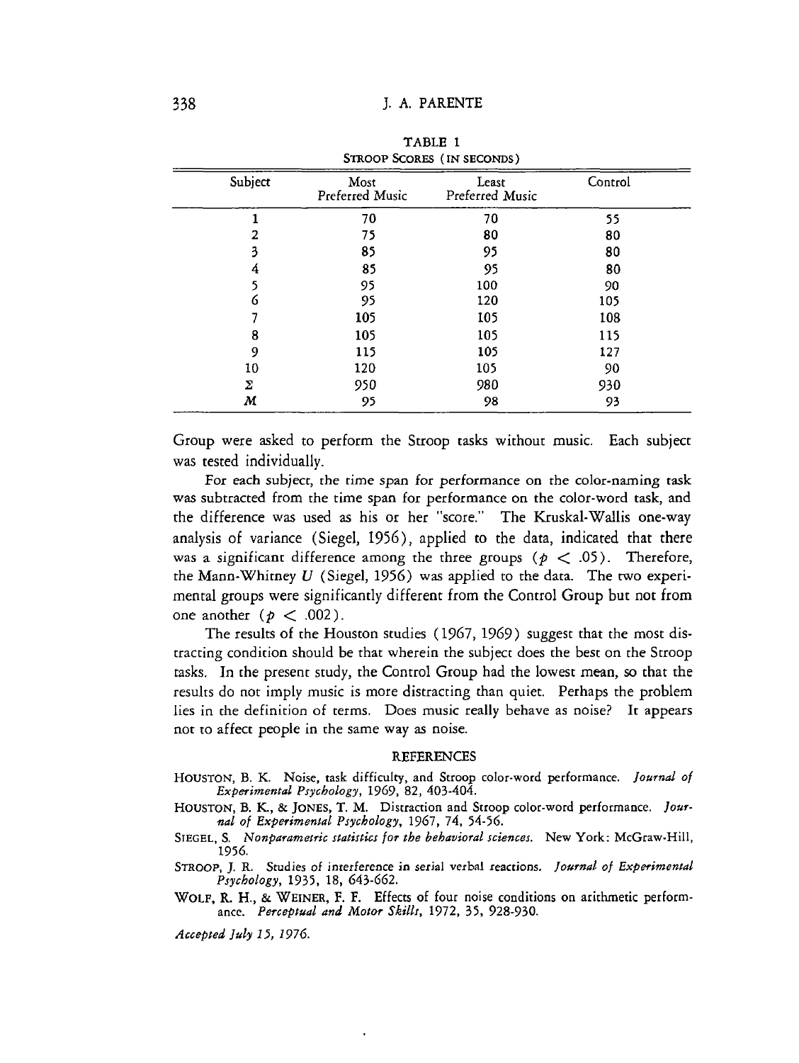TABLE 1
Stroop Scores (in seconds)

| Subject | Most Preferred Music | Least Preferred Music | Control |
|---|---|---|---|
| 1 | 70 | 70 | 55 |
| 2 | 75 | 80 | 80 |
| 3 | 85 | 95 | 80 |
| 4 | 85 | 95 | 80 |
| 5 | 95 | 100 | 90 |
| 6 | 95 | 120 | 105 |
| 7 | 105 | 105 | 108 |
| 8 | 105 | 105 | 115 |
| 9 | 115 | 105 | 127 |
| 10 | 120 | 105 | 90 |
| $\Sigma$ | 950 | 980 | 930 |
| $M$ | 95 | 98 | 93 |

Group were asked to perform the Stroop tasks without music. Each subject was tested individually.

For each subject, the time span for performance on the color-naming task was subtracted from the time span for performance on the color-word task, and the difference was used as his or her "score." The Kruskal-Wallis one-way analysis of variance (Siegel, 1956), applied to the data, indicated that there was a significant difference among the three groups ($p < .05$). Therefore, the Mann-Whitney $U$ (Siegel, 1956) was applied to the data. The two experimental groups were significantly different from the Control Group but not from one another ($p < .002$).

The results of the Houston studies (1967, 1969) suggest that the most distracting condition should be that wherein the subject does the best on the Stroop tasks. In the present study, the Control Group had the lowest mean, so that the results do not imply music is more distracting than quiet. Perhaps the problem lies in the definition of terms. Does music really behave as noise? It appears not to affect people in the same way as noise.

## REFERENCES

Houston, B. K. Noise, task difficulty, and Stroop color-word performance. *Journal of Experimental Psychology*, 1969, 82, 403-404.

Houston, B. K., & Jones, T. M. Distraction and Stroop color-word performance. *Journal of Experimental Psychology*, 1967, 74, 54-56.

Siegel, S. *Nonparametric statistics for the behavioral sciences.* New York: McGraw-Hill, 1956.

Stroop, J. R. Studies of interference in serial verbal reactions. *Journal of Experimental Psychology*, 1935, 18, 643-662.

Wolf, R. H., & Weiner, F. F. Effects of four noise conditions on arithmetic performance. *Perceptual and Motor Skills*, 1972, 35, 928-930.

*Accepted July 15, 1976.*